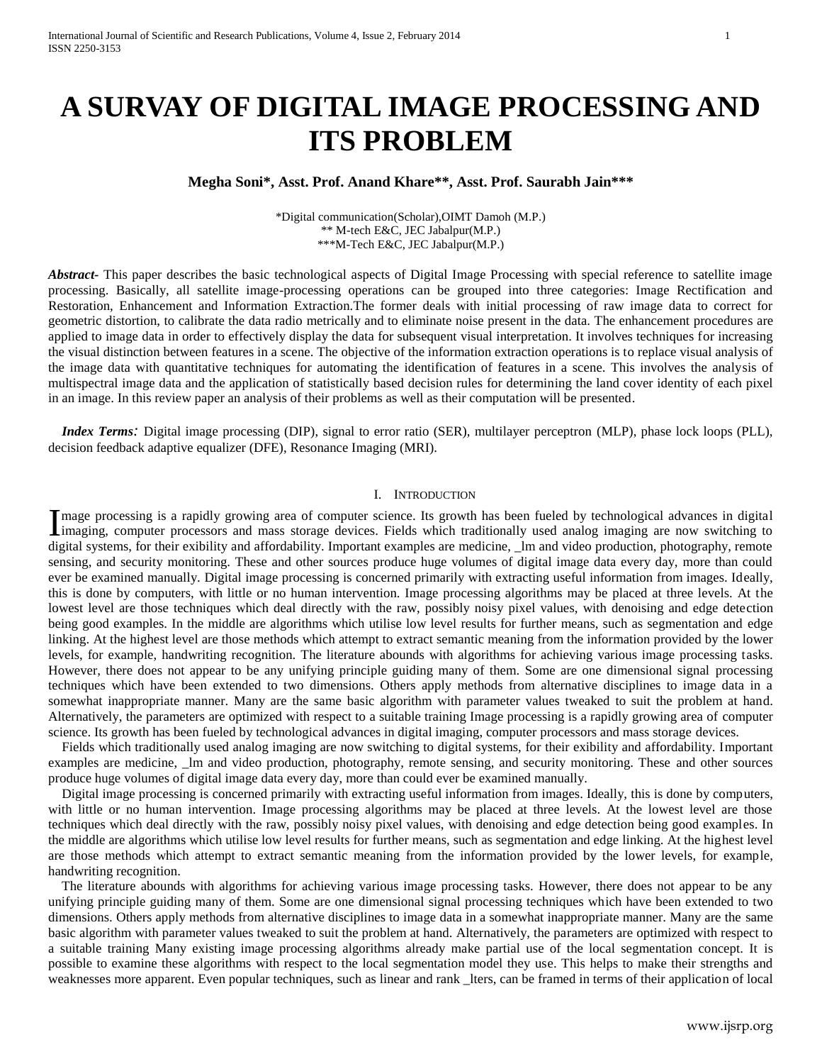# A SURVAY OF DIGITAL IMAGE PROCESSING AND ITS PROBLEM

**Megha Soni\*, Asst. Prof. Anand Khare\*\*, Asst. Prof. Saurabh Jain\*\*\***

\*Digital communication(Scholar),OIMT Damoh (M.P.)
\*\* M-tech E&C, JEC Jabalpur(M.P.)
\*\*\*M-Tech E&C, JEC Jabalpur(M.P.)

***Abstract*****-** This paper describes the basic technological aspects of Digital Image Processing with special reference to satellite image processing. Basically, all satellite image-processing operations can be grouped into three categories: Image Rectification and Restoration, Enhancement and Information Extraction.The former deals with initial processing of raw image data to correct for geometric distortion, to calibrate the data radio metrically and to eliminate noise present in the data. The enhancement procedures are applied to image data in order to effectively display the data for subsequent visual interpretation. It involves techniques for increasing the visual distinction between features in a scene. The objective of the information extraction operations is to replace visual analysis of the image data with quantitative techniques for automating the identification of features in a scene. This involves the analysis of multispectral image data and the application of statistically based decision rules for determining the land cover identity of each pixel in an image. In this review paper an analysis of their problems as well as their computation will be presented.

***Index Terms*****:** Digital image processing (DIP), signal to error ratio (SER), multilayer perceptron (MLP), phase lock loops (PLL), decision feedback adaptive equalizer (DFE), Resonance Imaging (MRI).

## I. Introduction

Image processing is a rapidly growing area of computer science. Its growth has been fueled by technological advances in digital imaging, computer processors and mass storage devices. Fields which traditionally used analog imaging are now switching to digital systems, for their exibility and affordability. Important examples are medicine, _lm and video production, photography, remote sensing, and security monitoring. These and other sources produce huge volumes of digital image data every day, more than could ever be examined manually. Digital image processing is concerned primarily with extracting useful information from images. Ideally, this is done by computers, with little or no human intervention. Image processing algorithms may be placed at three levels. At the lowest level are those techniques which deal directly with the raw, possibly noisy pixel values, with denoising and edge detection being good examples. In the middle are algorithms which utilise low level results for further means, such as segmentation and edge linking. At the highest level are those methods which attempt to extract semantic meaning from the information provided by the lower levels, for example, handwriting recognition. The literature abounds with algorithms for achieving various image processing tasks. However, there does not appear to be any unifying principle guiding many of them. Some are one dimensional signal processing techniques which have been extended to two dimensions. Others apply methods from alternative disciplines to image data in a somewhat inappropriate manner. Many are the same basic algorithm with parameter values tweaked to suit the problem at hand. Alternatively, the parameters are optimized with respect to a suitable training Image processing is a rapidly growing area of computer science. Its growth has been fueled by technological advances in digital imaging, computer processors and mass storage devices.

Fields which traditionally used analog imaging are now switching to digital systems, for their exibility and affordability. Important examples are medicine, _lm and video production, photography, remote sensing, and security monitoring. These and other sources produce huge volumes of digital image data every day, more than could ever be examined manually.

Digital image processing is concerned primarily with extracting useful information from images. Ideally, this is done by computers, with little or no human intervention. Image processing algorithms may be placed at three levels. At the lowest level are those techniques which deal directly with the raw, possibly noisy pixel values, with denoising and edge detection being good examples. In the middle are algorithms which utilise low level results for further means, such as segmentation and edge linking. At the highest level are those methods which attempt to extract semantic meaning from the information provided by the lower levels, for example, handwriting recognition.

The literature abounds with algorithms for achieving various image processing tasks. However, there does not appear to be any unifying principle guiding many of them. Some are one dimensional signal processing techniques which have been extended to two dimensions. Others apply methods from alternative disciplines to image data in a somewhat inappropriate manner. Many are the same basic algorithm with parameter values tweaked to suit the problem at hand. Alternatively, the parameters are optimized with respect to a suitable training Many existing image processing algorithms already make partial use of the local segmentation concept. It is possible to examine these algorithms with respect to the local segmentation model they use. This helps to make their strengths and weaknesses more apparent. Even popular techniques, such as linear and rank _lters, can be framed in terms of their application of local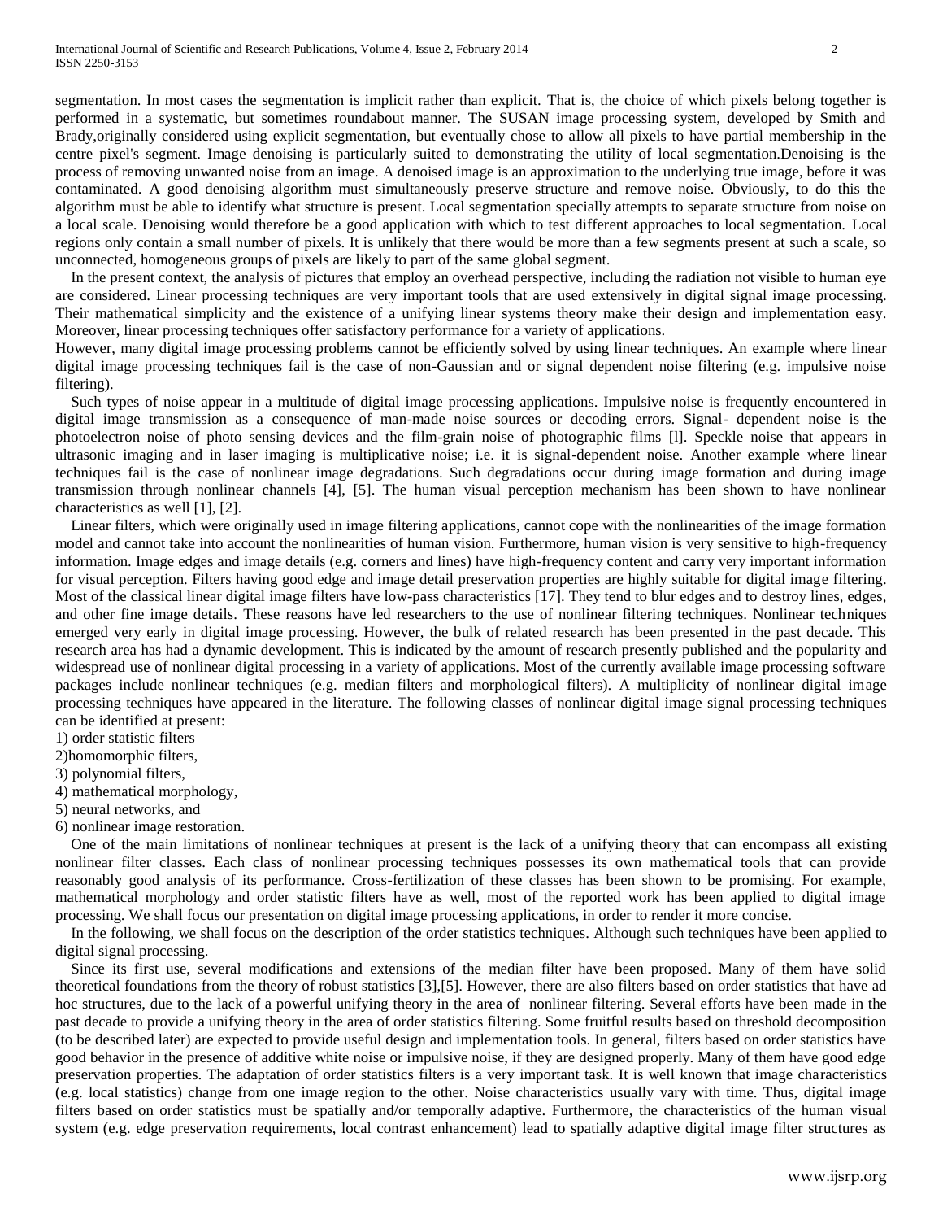segmentation. In most cases the segmentation is implicit rather than explicit. That is, the choice of which pixels belong together is performed in a systematic, but sometimes roundabout manner. The SUSAN image processing system, developed by Smith and Brady,originally considered using explicit segmentation, but eventually chose to allow all pixels to have partial membership in the centre pixel's segment. Image denoising is particularly suited to demonstrating the utility of local segmentation.Denoising is the process of removing unwanted noise from an image. A denoised image is an approximation to the underlying true image, before it was contaminated. A good denoising algorithm must simultaneously preserve structure and remove noise. Obviously, to do this the algorithm must be able to identify what structure is present. Local segmentation specially attempts to separate structure from noise on a local scale. Denoising would therefore be a good application with which to test different approaches to local segmentation. Local regions only contain a small number of pixels. It is unlikely that there would be more than a few segments present at such a scale, so unconnected, homogeneous groups of pixels are likely to part of the same global segment.

In the present context, the analysis of pictures that employ an overhead perspective, including the radiation not visible to human eye are considered. Linear processing techniques are very important tools that are used extensively in digital signal image processing. Their mathematical simplicity and the existence of a unifying linear systems theory make their design and implementation easy. Moreover, linear processing techniques offer satisfactory performance for a variety of applications.

However, many digital image processing problems cannot be efficiently solved by using linear techniques. An example where linear digital image processing techniques fail is the case of non-Gaussian and or signal dependent noise filtering (e.g. impulsive noise filtering).

Such types of noise appear in a multitude of digital image processing applications. Impulsive noise is frequently encountered in digital image transmission as a consequence of man-made noise sources or decoding errors. Signal- dependent noise is the photoelectron noise of photo sensing devices and the film-grain noise of photographic films [l]. Speckle noise that appears in ultrasonic imaging and in laser imaging is multiplicative noise; i.e. it is signal-dependent noise. Another example where linear techniques fail is the case of nonlinear image degradations. Such degradations occur during image formation and during image transmission through nonlinear channels [4], [5]. The human visual perception mechanism has been shown to have nonlinear characteristics as well [1], [2].

Linear filters, which were originally used in image filtering applications, cannot cope with the nonlinearities of the image formation model and cannot take into account the nonlinearities of human vision. Furthermore, human vision is very sensitive to high-frequency information. Image edges and image details (e.g. corners and lines) have high-frequency content and carry very important information for visual perception. Filters having good edge and image detail preservation properties are highly suitable for digital image filtering. Most of the classical linear digital image filters have low-pass characteristics [17]. They tend to blur edges and to destroy lines, edges, and other fine image details. These reasons have led researchers to the use of nonlinear filtering techniques. Nonlinear techniques emerged very early in digital image processing. However, the bulk of related research has been presented in the past decade. This research area has had a dynamic development. This is indicated by the amount of research presently published and the popularity and widespread use of nonlinear digital processing in a variety of applications. Most of the currently available image processing software packages include nonlinear techniques (e.g. median filters and morphological filters). A multiplicity of nonlinear digital image processing techniques have appeared in the literature. The following classes of nonlinear digital image signal processing techniques can be identified at present:

1) order statistic filters
2)homomorphic filters,
3) polynomial filters,
4) mathematical morphology,
5) neural networks, and
6) nonlinear image restoration.

One of the main limitations of nonlinear techniques at present is the lack of a unifying theory that can encompass all existing nonlinear filter classes. Each class of nonlinear processing techniques possesses its own mathematical tools that can provide reasonably good analysis of its performance. Cross-fertilization of these classes has been shown to be promising. For example, mathematical morphology and order statistic filters have as well, most of the reported work has been applied to digital image processing. We shall focus our presentation on digital image processing applications, in order to render it more concise.

In the following, we shall focus on the description of the order statistics techniques. Although such techniques have been applied to digital signal processing.

Since its first use, several modifications and extensions of the median filter have been proposed. Many of them have solid theoretical foundations from the theory of robust statistics [3],[5]. However, there are also filters based on order statistics that have ad hoc structures, due to the lack of a powerful unifying theory in the area of nonlinear filtering. Several efforts have been made in the past decade to provide a unifying theory in the area of order statistics filtering. Some fruitful results based on threshold decomposition (to be described later) are expected to provide useful design and implementation tools. In general, filters based on order statistics have good behavior in the presence of additive white noise or impulsive noise, if they are designed properly. Many of them have good edge preservation properties. The adaptation of order statistics filters is a very important task. It is well known that image characteristics (e.g. local statistics) change from one image region to the other. Noise characteristics usually vary with time. Thus, digital image filters based on order statistics must be spatially and/or temporally adaptive. Furthermore, the characteristics of the human visual system (e.g. edge preservation requirements, local contrast enhancement) lead to spatially adaptive digital image filter structures as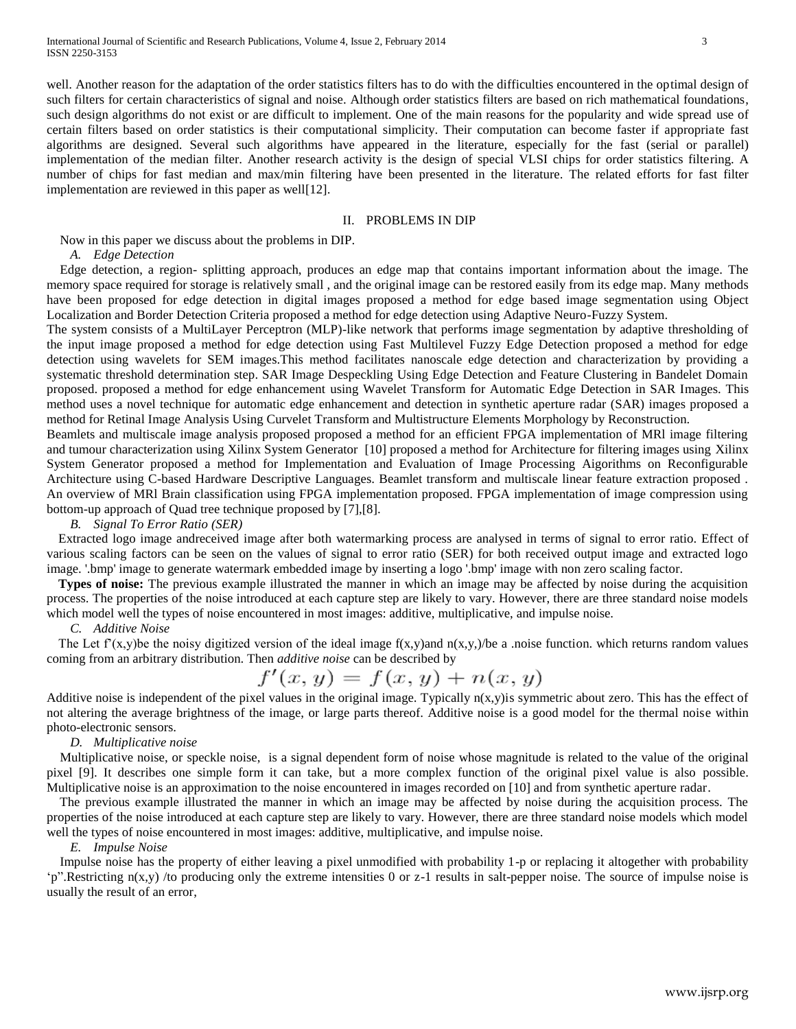well. Another reason for the adaptation of the order statistics filters has to do with the difficulties encountered in the optimal design of such filters for certain characteristics of signal and noise. Although order statistics filters are based on rich mathematical foundations, such design algorithms do not exist or are difficult to implement. One of the main reasons for the popularity and wide spread use of certain filters based on order statistics is their computational simplicity. Their computation can become faster if appropriate fast algorithms are designed. Several such algorithms have appeared in the literature, especially for the fast (serial or parallel) implementation of the median filter. Another research activity is the design of special VLSI chips for order statistics filtering. A number of chips for fast median and max/min filtering have been presented in the literature. The related efforts for fast filter implementation are reviewed in this paper as well[12].

## II. PROBLEMS IN DIP

Now in this paper we discuss about the problems in DIP.

### *A. Edge Detection*

Edge detection, a region- splitting approach, produces an edge map that contains important information about the image. The memory space required for storage is relatively small , and the original image can be restored easily from its edge map. Many methods have been proposed for edge detection in digital images proposed a method for edge based image segmentation using Object Localization and Border Detection Criteria proposed a method for edge detection using Adaptive Neuro-Fuzzy System.

The system consists of a MultiLayer Perceptron (MLP)-like network that performs image segmentation by adaptive thresholding of the input image proposed a method for edge detection using Fast Multilevel Fuzzy Edge Detection proposed a method for edge detection using wavelets for SEM images.This method facilitates nanoscale edge detection and characterization by providing a systematic threshold determination step. SAR Image Despeckling Using Edge Detection and Feature Clustering in Bandelet Domain proposed. proposed a method for edge enhancement using Wavelet Transform for Automatic Edge Detection in SAR Images. This method uses a novel technique for automatic edge enhancement and detection in synthetic aperture radar (SAR) images proposed a method for Retinal Image Analysis Using Curvelet Transform and Multistructure Elements Morphology by Reconstruction.

Beamlets and multiscale image analysis proposed proposed a method for an efficient FPGA implementation of MRl image filtering and tumour characterization using Xilinx System Generator [10] proposed a method for Architecture for filtering images using Xilinx System Generator proposed a method for Implementation and Evaluation of Image Processing Aigorithms on Reconfigurable Architecture using C-based Hardware Descriptive Languages. Beamlet transform and multiscale linear feature extraction proposed . An overview of MRl Brain classification using FPGA implementation proposed. FPGA implementation of image compression using bottom-up approach of Quad tree technique proposed by [7],[8].

### *B. Signal To Error Ratio (SER)*

Extracted logo image andreceived image after both watermarking process are analysed in terms of signal to error ratio. Effect of various scaling factors can be seen on the values of signal to error ratio (SER) for both received output image and extracted logo image. '.bmp' image to generate watermark embedded image by inserting a logo '.bmp' image with non zero scaling factor.

**Types of noise:** The previous example illustrated the manner in which an image may be affected by noise during the acquisition process. The properties of the noise introduced at each capture step are likely to vary. However, there are three standard noise models which model well the types of noise encountered in most images: additive, multiplicative, and impulse noise.

### *C. Additive Noise*

The Let f'(x,y)be the noisy digitized version of the ideal image f(x,y)and n(x,y,)/be a .noise function. which returns random values coming from an arbitrary distribution. Then *additive noise* can be described by

$$f'(x, y) = f(x, y) + n(x, y)$$

Additive noise is independent of the pixel values in the original image. Typically n(x,y)is symmetric about zero. This has the effect of not altering the average brightness of the image, or large parts thereof. Additive noise is a good model for the thermal noise within photo-electronic sensors.

### *D. Multiplicative noise*

Multiplicative noise, or speckle noise, is a signal dependent form of noise whose magnitude is related to the value of the original pixel [9]. It describes one simple form it can take, but a more complex function of the original pixel value is also possible. Multiplicative noise is an approximation to the noise encountered in images recorded on [10] and from synthetic aperture radar.

The previous example illustrated the manner in which an image may be affected by noise during the acquisition process. The properties of the noise introduced at each capture step are likely to vary. However, there are three standard noise models which model well the types of noise encountered in most images: additive, multiplicative, and impulse noise.

### *E. Impulse Noise*

Impulse noise has the property of either leaving a pixel unmodified with probability 1-p or replacing it altogether with probability 'p".Restricting n(x,y) /to producing only the extreme intensities 0 or z-1 results in salt-pepper noise. The source of impulse noise is usually the result of an error,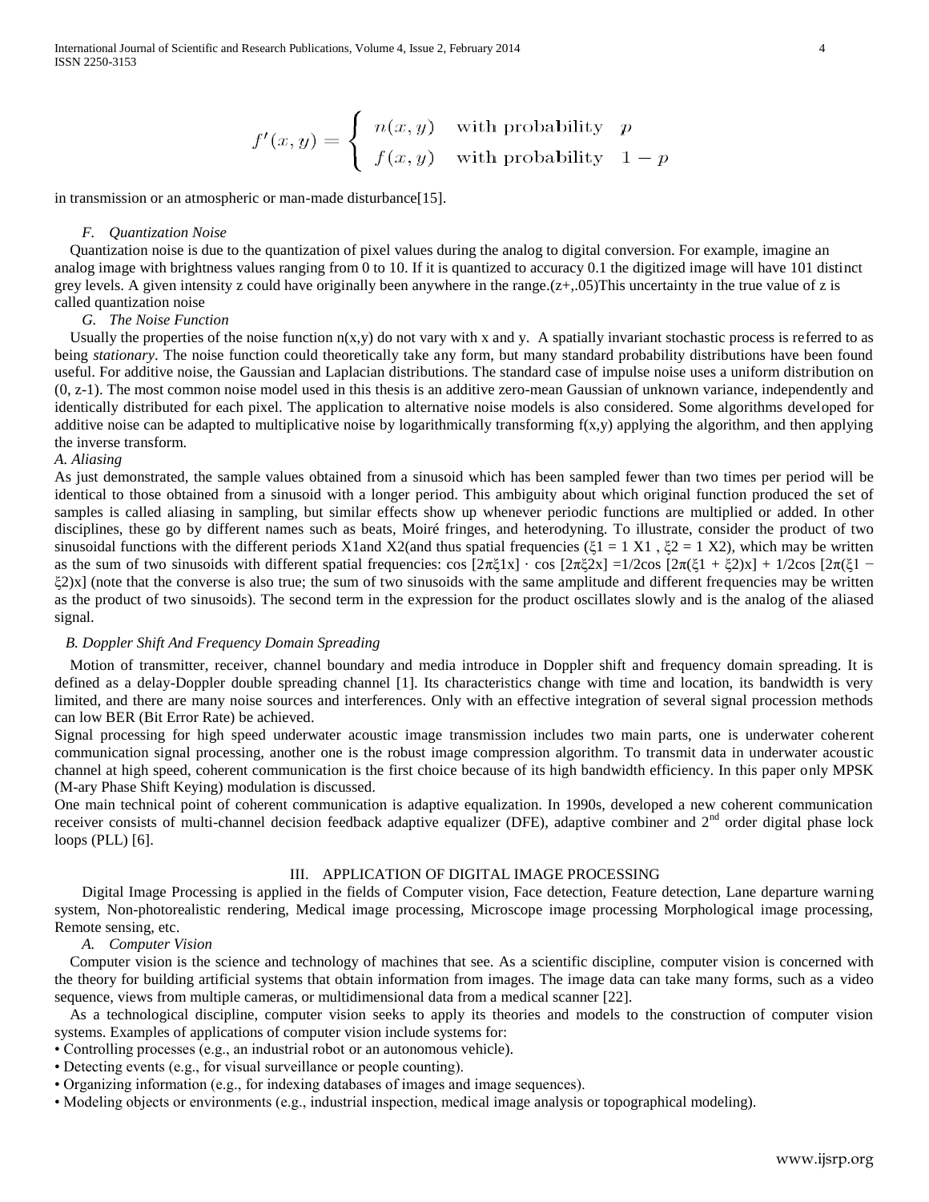$$f'(x,y) = \begin{cases} n(x,y) & \text{with probability} \quad p \\ f(x,y) & \text{with probability} \quad 1-p \end{cases}$$

in transmission or an atmospheric or man-made disturbance[15].

### *F. Quantization Noise*

Quantization noise is due to the quantization of pixel values during the analog to digital conversion. For example, imagine an analog image with brightness values ranging from 0 to 10. If it is quantized to accuracy 0.1 the digitized image will have 101 distinct grey levels. A given intensity z could have originally been anywhere in the range.(z+,.05)This uncertainty in the true value of z is called quantization noise

### *G. The Noise Function*

Usually the properties of the noise function n(x,y) do not vary with x and y. A spatially invariant stochastic process is referred to as being *stationary*. The noise function could theoretically take any form, but many standard probability distributions have been found useful. For additive noise, the Gaussian and Laplacian distributions. The standard case of impulse noise uses a uniform distribution on (0, z-1). The most common noise model used in this thesis is an additive zero-mean Gaussian of unknown variance, independently and identically distributed for each pixel. The application to alternative noise models is also considered. Some algorithms developed for additive noise can be adapted to multiplicative noise by logarithmically transforming f(x,y) applying the algorithm, and then applying the inverse transform.

### *A. Aliasing*

As just demonstrated, the sample values obtained from a sinusoid which has been sampled fewer than two times per period will be identical to those obtained from a sinusoid with a longer period. This ambiguity about which original function produced the set of samples is called aliasing in sampling, but similar effects show up whenever periodic functions are multiplied or added. In other disciplines, these go by different names such as beats, Moiré fringes, and heterodyning. To illustrate, consider the product of two sinusoidal functions with the different periods X1and X2(and thus spatial frequencies ($\xi 1 = 1$ X1 , $\xi 2 = 1$ X2), which may be written as the sum of two sinusoids with different spatial frequencies: $\cos[2\pi\xi 1x] \cdot \cos[2\pi\xi 2x] = 1/2\cos[2\pi(\xi 1 + \xi 2)x] + 1/2\cos[2\pi(\xi 1 - \xi 2)x]$ (note that the converse is also true; the sum of two sinusoids with the same amplitude and different frequencies may be written as the product of two sinusoids). The second term in the expression for the product oscillates slowly and is the analog of the aliased signal.

### *B. Doppler Shift And Frequency Domain Spreading*

Motion of transmitter, receiver, channel boundary and media introduce in Doppler shift and frequency domain spreading. It is defined as a delay-Doppler double spreading channel [1]. Its characteristics change with time and location, its bandwidth is very limited, and there are many noise sources and interferences. Only with an effective integration of several signal procession methods can low BER (Bit Error Rate) be achieved.

Signal processing for high speed underwater acoustic image transmission includes two main parts, one is underwater coherent communication signal processing, another one is the robust image compression algorithm. To transmit data in underwater acoustic channel at high speed, coherent communication is the first choice because of its high bandwidth efficiency. In this paper only MPSK (M-ary Phase Shift Keying) modulation is discussed.

One main technical point of coherent communication is adaptive equalization. In 1990s, developed a new coherent communication receiver consists of multi-channel decision feedback adaptive equalizer (DFE), adaptive combiner and 2nd order digital phase lock loops (PLL) [6].

## III. APPLICATION OF DIGITAL IMAGE PROCESSING

Digital Image Processing is applied in the fields of Computer vision, Face detection, Feature detection, Lane departure warning system, Non-photorealistic rendering, Medical image processing, Microscope image processing Morphological image processing, Remote sensing, etc.

### *A. Computer Vision*

Computer vision is the science and technology of machines that see. As a scientific discipline, computer vision is concerned with the theory for building artificial systems that obtain information from images. The image data can take many forms, such as a video sequence, views from multiple cameras, or multidimensional data from a medical scanner [22].

As a technological discipline, computer vision seeks to apply its theories and models to the construction of computer vision systems. Examples of applications of computer vision include systems for:

- Controlling processes (e.g., an industrial robot or an autonomous vehicle).
- Detecting events (e.g., for visual surveillance or people counting).
- Organizing information (e.g., for indexing databases of images and image sequences).
- Modeling objects or environments (e.g., industrial inspection, medical image analysis or topographical modeling).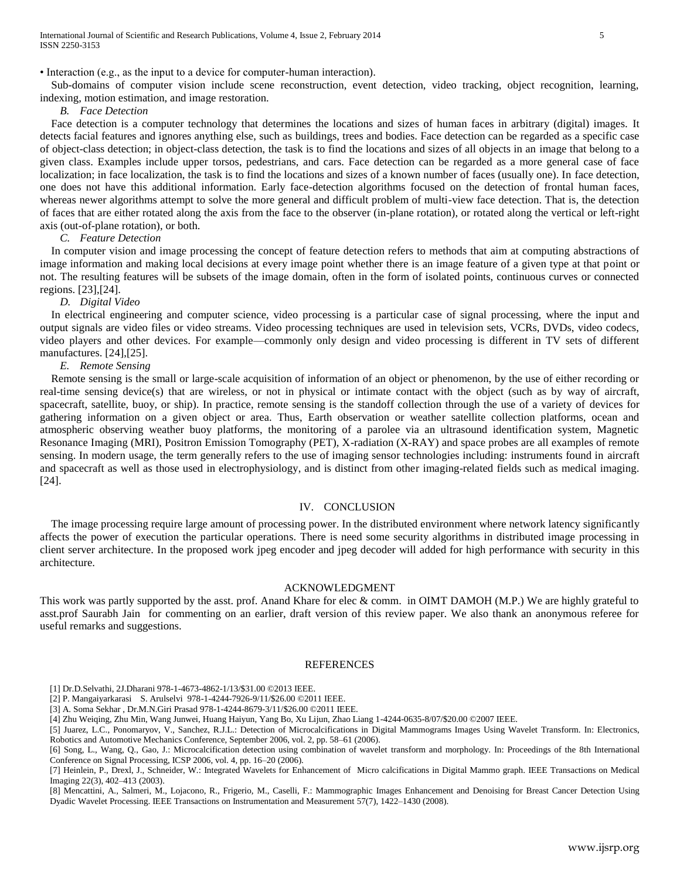• Interaction (e.g., as the input to a device for computer-human interaction).

Sub-domains of computer vision include scene reconstruction, event detection, video tracking, object recognition, learning, indexing, motion estimation, and image restoration.

### *B. Face Detection*

Face detection is a computer technology that determines the locations and sizes of human faces in arbitrary (digital) images. It detects facial features and ignores anything else, such as buildings, trees and bodies. Face detection can be regarded as a specific case of object-class detection; in object-class detection, the task is to find the locations and sizes of all objects in an image that belong to a given class. Examples include upper torsos, pedestrians, and cars. Face detection can be regarded as a more general case of face localization; in face localization, the task is to find the locations and sizes of a known number of faces (usually one). In face detection, one does not have this additional information. Early face-detection algorithms focused on the detection of frontal human faces, whereas newer algorithms attempt to solve the more general and difficult problem of multi-view face detection. That is, the detection of faces that are either rotated along the axis from the face to the observer (in-plane rotation), or rotated along the vertical or left-right axis (out-of-plane rotation), or both.

### *C. Feature Detection*

In computer vision and image processing the concept of feature detection refers to methods that aim at computing abstractions of image information and making local decisions at every image point whether there is an image feature of a given type at that point or not. The resulting features will be subsets of the image domain, often in the form of isolated points, continuous curves or connected regions. [23],[24].

### *D. Digital Video*

In electrical engineering and computer science, video processing is a particular case of signal processing, where the input and output signals are video files or video streams. Video processing techniques are used in television sets, VCRs, DVDs, video codecs, video players and other devices. For example—commonly only design and video processing is different in TV sets of different manufactures. [24],[25].

### *E. Remote Sensing*

Remote sensing is the small or large-scale acquisition of information of an object or phenomenon, by the use of either recording or real-time sensing device(s) that are wireless, or not in physical or intimate contact with the object (such as by way of aircraft, spacecraft, satellite, buoy, or ship). In practice, remote sensing is the standoff collection through the use of a variety of devices for gathering information on a given object or area. Thus, Earth observation or weather satellite collection platforms, ocean and atmospheric observing weather buoy platforms, the monitoring of a parolee via an ultrasound identification system, Magnetic Resonance Imaging (MRI), Positron Emission Tomography (PET), X-radiation (X-RAY) and space probes are all examples of remote sensing. In modern usage, the term generally refers to the use of imaging sensor technologies including: instruments found in aircraft and spacecraft as well as those used in electrophysiology, and is distinct from other imaging-related fields such as medical imaging. [24].

## IV. CONCLUSION

The image processing require large amount of processing power. In the distributed environment where network latency significantly affects the power of execution the particular operations. There is need some security algorithms in distributed image processing in client server architecture. In the proposed work jpeg encoder and jpeg decoder will added for high performance with security in this architecture.

## ACKNOWLEDGMENT

This work was partly supported by the asst. prof. Anand Khare for elec & comm. in OIMT DAMOH (M.P.) We are highly grateful to asst.prof Saurabh Jain for commenting on an earlier, draft version of this review paper. We also thank an anonymous referee for useful remarks and suggestions.

## REFERENCES

[1] Dr.D.Selvathi, 2J.Dharani 978-1-4673-4862-1/13/$31.00 ©2013 IEEE.

[2] P. Mangaiyarkarasi S. Arulselvi 978-1-4244-7926-9/11/$26.00 ©2011 IEEE.

[3] A. Soma Sekhar , Dr.M.N.Giri Prasad 978-1-4244-8679-3/11/$26.00 ©2011 IEEE.

[4] Zhu Weiqing, Zhu Min, Wang Junwei, Huang Haiyun, Yang Bo, Xu Lijun, Zhao Liang 1-4244-0635-8/07/$20.00 ©2007 IEEE.

[5] Juarez, L.C., Ponomaryov, V., Sanchez, R.J.L.: Detection of Microcalcifications in Digital Mammograms Images Using Wavelet Transform. In: Electronics, Robotics and Automotive Mechanics Conference, September 2006, vol. 2, pp. 58–61 (2006).

[6] Song, L., Wang, Q., Gao, J.: Microcalcification detection using combination of wavelet transform and morphology. In: Proceedings of the 8th International Conference on Signal Processing, ICSP 2006, vol. 4, pp. 16–20 (2006).

[7] Heinlein, P., Drexl, J., Schneider, W.: Integrated Wavelets for Enhancement of Micro calcifications in Digital Mammo graph. IEEE Transactions on Medical Imaging 22(3), 402–413 (2003).

[8] Mencattini, A., Salmeri, M., Lojacono, R., Frigerio, M., Caselli, F.: Mammographic Images Enhancement and Denoising for Breast Cancer Detection Using Dyadic Wavelet Processing. IEEE Transactions on Instrumentation and Measurement 57(7), 1422–1430 (2008).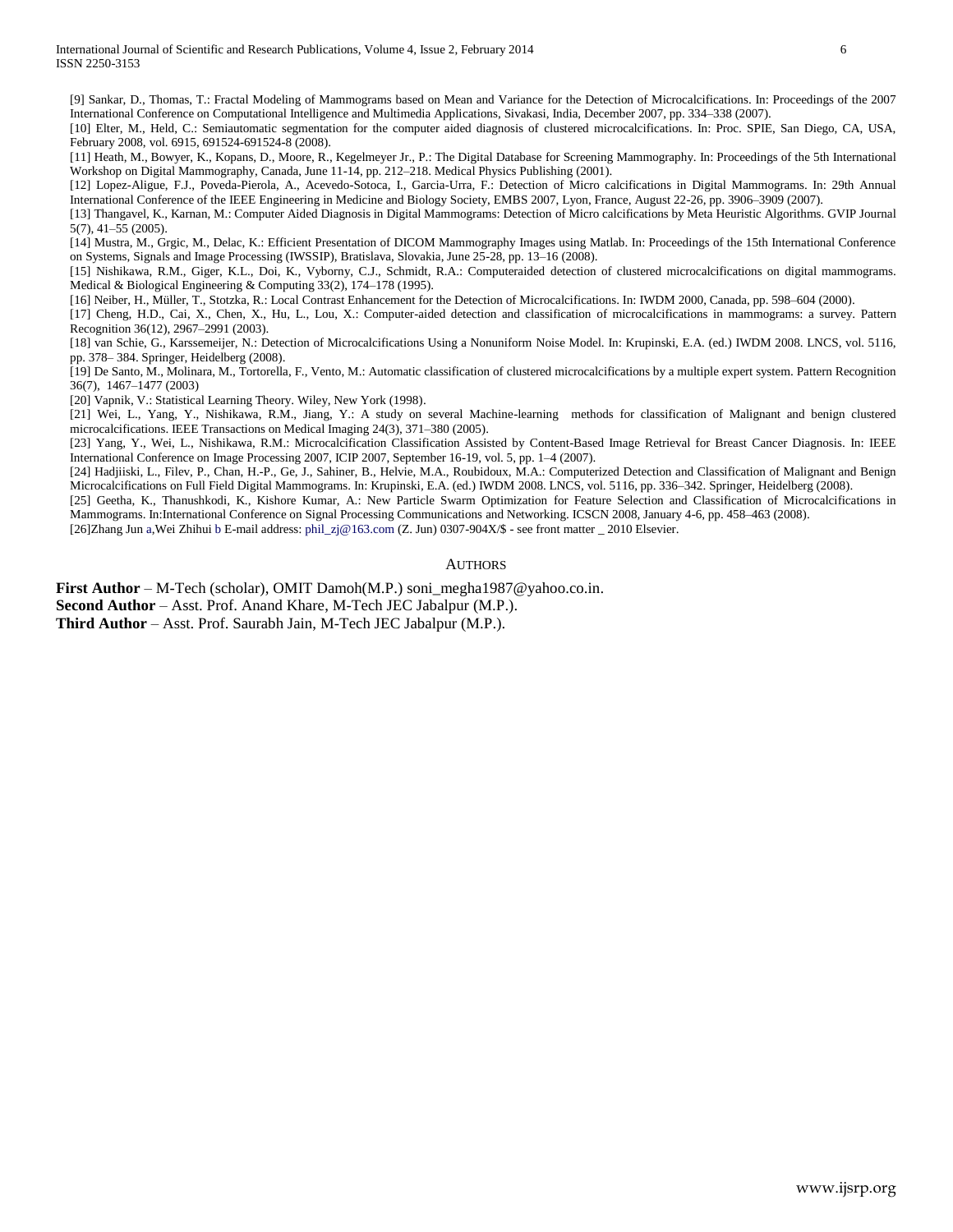[9] Sankar, D., Thomas, T.: Fractal Modeling of Mammograms based on Mean and Variance for the Detection of Microcalcifications. In: Proceedings of the 2007 International Conference on Computational Intelligence and Multimedia Applications, Sivakasi, India, December 2007, pp. 334–338 (2007).

[10] Elter, M., Held, C.: Semiautomatic segmentation for the computer aided diagnosis of clustered microcalcifications. In: Proc. SPIE, San Diego, CA, USA, February 2008, vol. 6915, 691524-691524-8 (2008).

[11] Heath, M., Bowyer, K., Kopans, D., Moore, R., Kegelmeyer Jr., P.: The Digital Database for Screening Mammography. In: Proceedings of the 5th International Workshop on Digital Mammography, Canada, June 11-14, pp. 212–218. Medical Physics Publishing (2001).

[12] Lopez-Aligue, F.J., Poveda-Pierola, A., Acevedo-Sotoca, I., Garcia-Urra, F.: Detection of Micro calcifications in Digital Mammograms. In: 29th Annual International Conference of the IEEE Engineering in Medicine and Biology Society, EMBS 2007, Lyon, France, August 22-26, pp. 3906–3909 (2007).

[13] Thangavel, K., Karnan, M.: Computer Aided Diagnosis in Digital Mammograms: Detection of Micro calcifications by Meta Heuristic Algorithms. GVIP Journal 5(7), 41–55 (2005).

[14] Mustra, M., Grgic, M., Delac, K.: Efficient Presentation of DICOM Mammography Images using Matlab. In: Proceedings of the 15th International Conference on Systems, Signals and Image Processing (IWSSIP), Bratislava, Slovakia, June 25-28, pp. 13–16 (2008).

[15] Nishikawa, R.M., Giger, K.L., Doi, K., Vyborny, C.J., Schmidt, R.A.: Computeraided detection of clustered microcalcifications on digital mammograms. Medical & Biological Engineering & Computing 33(2), 174–178 (1995).

[16] Neiber, H., Müller, T., Stotzka, R.: Local Contrast Enhancement for the Detection of Microcalcifications. In: IWDM 2000, Canada, pp. 598–604 (2000).

[17] Cheng, H.D., Cai, X., Chen, X., Hu, L., Lou, X.: Computer-aided detection and classification of microcalcifications in mammograms: a survey. Pattern Recognition 36(12), 2967–2991 (2003).

[18] van Schie, G., Karssemeijer, N.: Detection of Microcalcifications Using a Nonuniform Noise Model. In: Krupinski, E.A. (ed.) IWDM 2008. LNCS, vol. 5116, pp. 378– 384. Springer, Heidelberg (2008).

[19] De Santo, M., Molinara, M., Tortorella, F., Vento, M.: Automatic classification of clustered microcalcifications by a multiple expert system. Pattern Recognition 36(7), 1467–1477 (2003)

[20] Vapnik, V.: Statistical Learning Theory. Wiley, New York (1998).

[21] Wei, L., Yang, Y., Nishikawa, R.M., Jiang, Y.: A study on several Machine-learning methods for classification of Malignant and benign clustered microcalcifications. IEEE Transactions on Medical Imaging 24(3), 371–380 (2005).

[23] Yang, Y., Wei, L., Nishikawa, R.M.: Microcalcification Classification Assisted by Content-Based Image Retrieval for Breast Cancer Diagnosis. In: IEEE International Conference on Image Processing 2007, ICIP 2007, September 16-19, vol. 5, pp. 1–4 (2007).

[24] Hadjiiski, L., Filev, P., Chan, H.-P., Ge, J., Sahiner, B., Helvie, M.A., Roubidoux, M.A.: Computerized Detection and Classification of Malignant and Benign Microcalcifications on Full Field Digital Mammograms. In: Krupinski, E.A. (ed.) IWDM 2008. LNCS, vol. 5116, pp. 336–342. Springer, Heidelberg (2008).

[25] Geetha, K., Thanushkodi, K., Kishore Kumar, A.: New Particle Swarm Optimization for Feature Selection and Classification of Microcalcifications in Mammograms. In:International Conference on Signal Processing Communications and Networking. ICSCN 2008, January 4-6, pp. 458–463 (2008).

[26]Zhang Jun a,Wei Zhihui b E-mail address: phil_zj@163.com (Z. Jun) 0307-904X/$ - see front matter _ 2010 Elsevier.

## AUTHORS

**First Author** – M-Tech (scholar), OMIT Damoh(M.P.) soni_megha1987@yahoo.co.in.

**Second Author** – Asst. Prof. Anand Khare, M-Tech JEC Jabalpur (M.P.).

**Third Author** – Asst. Prof. Saurabh Jain, M-Tech JEC Jabalpur (M.P.).